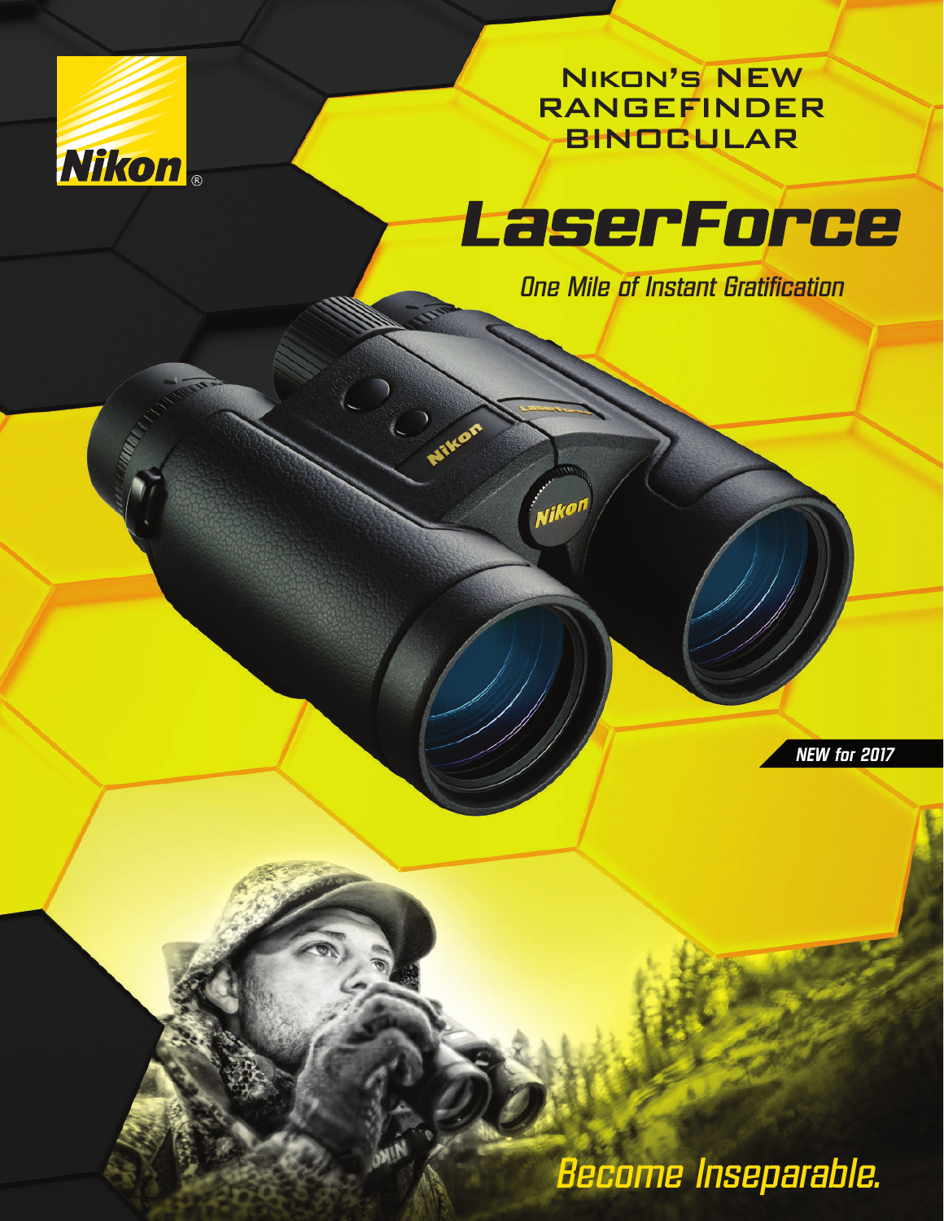Nikon®

# Nikon's New Rangefinder Binocular

# LaserForce

*One Mile of Instant Gratification*

***NEW for 2017***

*Become Inseparable.*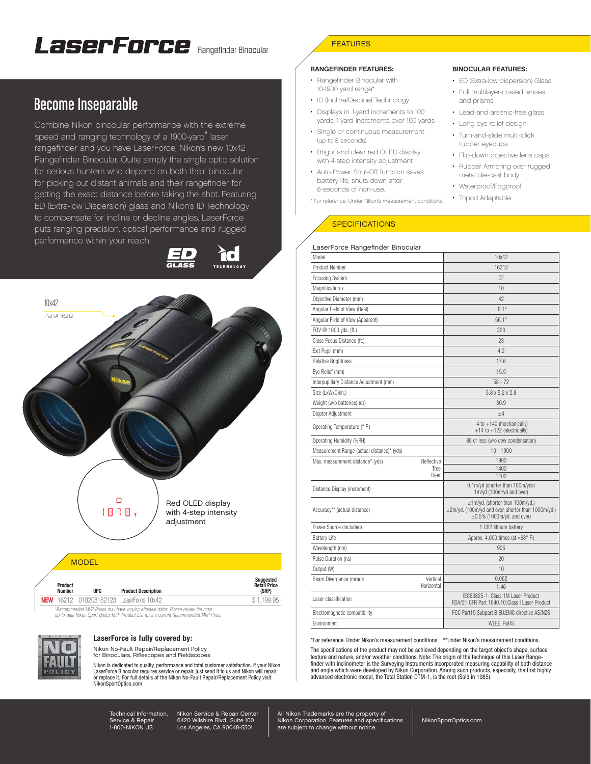# LaserForce Rangefinder Binocular

## Become Inseparable

Combine Nikon binocular performance with the extreme speed and ranging technology of a 1900-yard* laser rangefinder and you have LaserForce, Nikon's new 10x42 Rangefinder Binocular. Quite simply the single optic solution for serious hunters who depend on both their binocular for picking out distant animals and their rangefinder for getting the exact distance before taking the shot. Featuring ED (Extra-low Dispersion) glass and Nikon's ID Technology to compensate for incline or decline angles, LaserForce puts ranging precision, optical performance and rugged performance within your reach.

ED GLASS · id TECHNOLOGY

10x42
Part# 16212

1878 Y

Red OLED display with 4-step intensity adjustment

## MODEL

| Product Number | UPC | Product Description | Suggested Retail Price (SRP) |
|---|---|---|---|
| NEW 16212 | 018208162123 | LaserForce 10x42 | $ 1,199.95 |

*[1]Recommended MVP Prices may have varying effective dates. Please review the most up-to-date Nikon Sport Optics MVP Product List for the current Recommended MVP Price.*

NO FAULT POLICY

### LaserForce is fully covered by:

Nikon No-Fault Repair/Replacement Policy
for Binoculars, Riflescopes and Fieldscopes

Nikon is dedicated to quality, performance and total customer satisfaction. If your Nikon LaserForce Binocular requires service or repair, just send it to us and Nikon will repair or replace it. For full details of the Nikon No-Fault Repair/Replacement Policy visit NikonSportOptics.com

## FEATURES

**RANGEFINDER FEATURES:**

- Rangefinder Binocular with 10-1900 yard range*
- ID (Incline/Decline) Technology
- Displays in .1-yard increments to 100 yards, 1-yard increments over 100 yards
- Single or continuous measurement (up to 8 seconds)
- Bright and clear red OLED display with 4-step intensity adjustment
- Auto Power Shut-Off function saves battery life, shuts down after 8-seconds of non-use.

\* For reference. Under Nikon's measurement conditions.

**BINOCULAR FEATURES:**

- ED (Extra-low dispersion) Glass
- Full multilayer-coated lenses and prisms
- Lead-and-arsenic-free glass
- Long eye relief design
- Turn-and-slide multi-click rubber eyecups
- Flip-down objective lens caps
- Rubber Armoring over rugged metal die-cast body
- Waterproof/Fogproof
- Tripod Adaptable

## SPECIFICATIONS

LaserForce Rangefinder Binocular

| | | |
|---|---|---|
| Model | | 10x42 |
| Product Number | | 16212 |
| Focusing System | | CF |
| Magnification x | | 10 |
| Objective Diameter (mm) | | 42 |
| Angular Field of View (Real) | | 6.1° |
| Angular Field of View (Apparent) | | 56.1° |
| FOV @ 1000 yds. (ft.) | | 320 |
| Close Focus Distance (ft.) | | 23 |
| Exit Pupil (mm) | | 4.2 |
| Relative Brightness | | 17.6 |
| Eye Relief (mm) | | 15.5 |
| Interpupillary Distance Adjustment (mm) | | 58 - 72 |
| Size (LxWxD)(in.) | | 5.8 x 5.2 x 2.8 |
| Weight (w/o batteries) (oz) | | 30.9 |
| Diopter Adjustment | | ±4 |
| Operating Temperature (° F.) | | -4 to +140 (mechanically)<br>+14 to +122 (electrically) |
| Operating Humidity (%RH) | | 80 or less (w/o dew condensation) |
| Measurement Range (actual distance)* (yds) | | 10 - 1900 |
| Max. measurement distance* (yds) | Reflective | 1900 |
| | Tree | 1400 |
| | Deer | 1100 |
| Distance Display (increment) | | 0.1m/yd (shorter than 100m/yds)<br>1m/yd (100m/yd and over) |
| Accuracy** (actual distance) | | ±1m/yd. (shorter than 100m/yd.)<br>±2m/yd. (100m/yd and over, shorter than 1000m/yd.)<br>±0.5% (1000m/yd. and over) |
| Power Source (Included) | | 1 CR2 lithium battery |
| Battery Life | | Approx. 4,000 times (at =68° F.) |
| Wavelength (nm) | | 905 |
| Pulse Duration (ns) | | 20 |
| Output (W) | | 10 |
| Beam Divergence (mrad): | Vertical | 0.062 |
| | Horizontal | 1.46 |
| Laser classification | | IEC60825-1: Class 1M Laser Product<br>FDA/21 CFR Part 1040.10:Class I Laser Product |
| Electromagnetic compatibility | | FCC Part15 Subpart B EU:EMC directive AS/NZS |
| Environment | | WEEE, RoHS |

*For reference. Under Nikon's measurement conditions. **Under Nikon's measurement conditions.

The specifications of the product may not be achieved depending on the target object's shape, surface texture and nature, and/or weather conditions. Note: The origin of the technique of this Laser Rangefinder with inclinometer is the Surveying Instruments incorporated measuring capability of both distance and angle which were developed by Nikon Corporation. Among such products, especially, the first highly advanced electronic model, the Total Station DTM-1, is the root (Sold in 1985).

Technical Information, Service & Repair 1-800-NIKON US

Nikon Service & Repair Center 6420 Wilshire Blvd., Suite 100 Los Angeles, CA 90048-5501

All Nikon Trademarks are the property of Nikon Corporation. Features and specifications are subject to change without notice.

NikonSportOptics.com